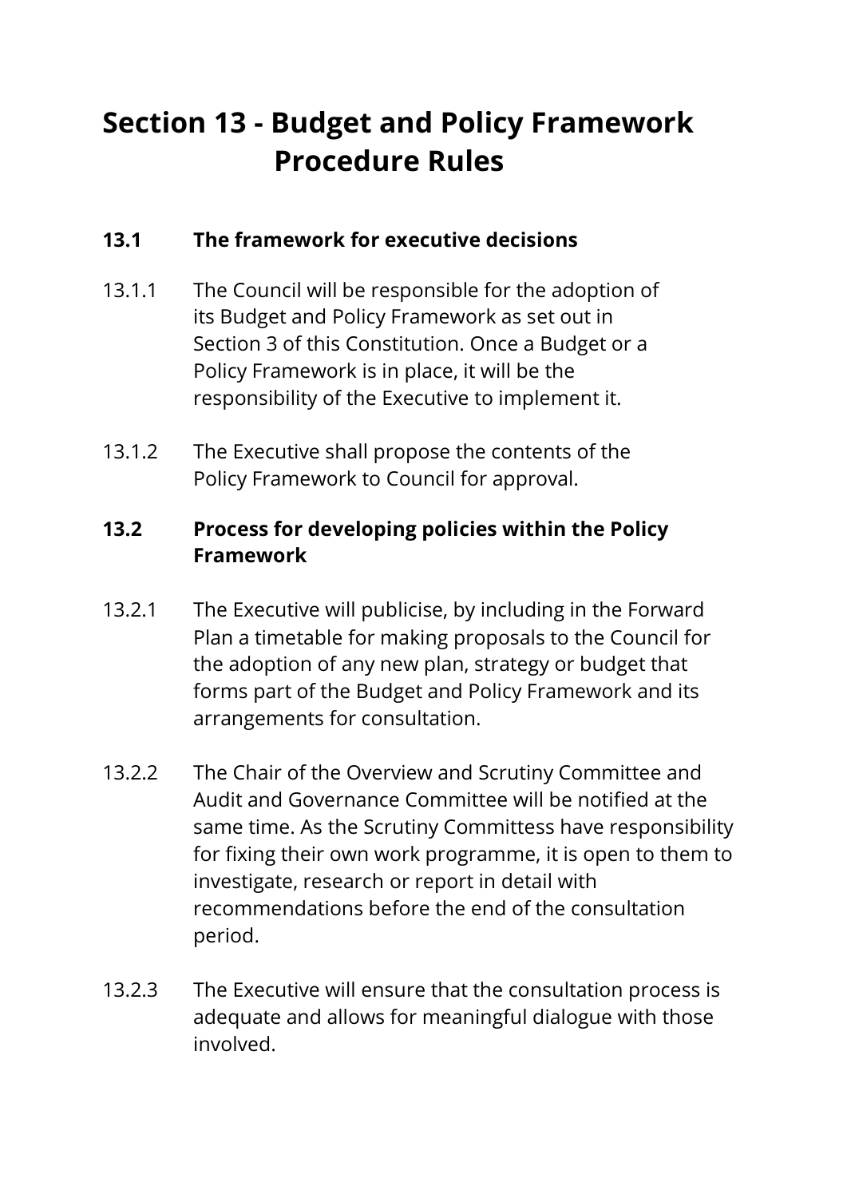# Section 13 - Budget and Policy Framework Procedure Rules

## 13.1 The framework for executive decisions

13.1.1 The Council will be responsible for the adoption of its Budget and Policy Framework as set out in Section 3 of this Constitution. Once a Budget or a Policy Framework is in place, it will be the responsibility of the Executive to implement it.

13.1.2 The Executive shall propose the contents of the Policy Framework to Council for approval.

## 13.2 Process for developing policies within the Policy Framework

13.2.1 The Executive will publicise, by including in the Forward Plan a timetable for making proposals to the Council for the adoption of any new plan, strategy or budget that forms part of the Budget and Policy Framework and its arrangements for consultation.

13.2.2 The Chair of the Overview and Scrutiny Committee and Audit and Governance Committee will be notified at the same time. As the Scrutiny Committess have responsibility for fixing their own work programme, it is open to them to investigate, research or report in detail with recommendations before the end of the consultation period.

13.2.3 The Executive will ensure that the consultation process is adequate and allows for meaningful dialogue with those involved.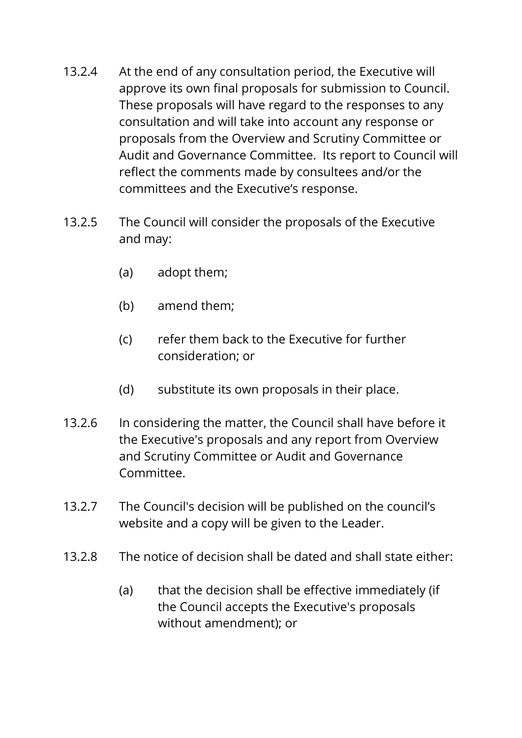13.2.4 At the end of any consultation period, the Executive will approve its own final proposals for submission to Council. These proposals will have regard to the responses to any consultation and will take into account any response or proposals from the Overview and Scrutiny Committee or Audit and Governance Committee. Its report to Council will reflect the comments made by consultees and/or the committees and the Executive's response.

13.2.5 The Council will consider the proposals of the Executive and may:

- (a) adopt them;
- (b) amend them;
- (c) refer them back to the Executive for further consideration; or
- (d) substitute its own proposals in their place.

13.2.6 In considering the matter, the Council shall have before it the Executive's proposals and any report from Overview and Scrutiny Committee or Audit and Governance Committee.

13.2.7 The Council's decision will be published on the council's website and a copy will be given to the Leader.

13.2.8 The notice of decision shall be dated and shall state either:

- (a) that the decision shall be effective immediately (if the Council accepts the Executive's proposals without amendment); or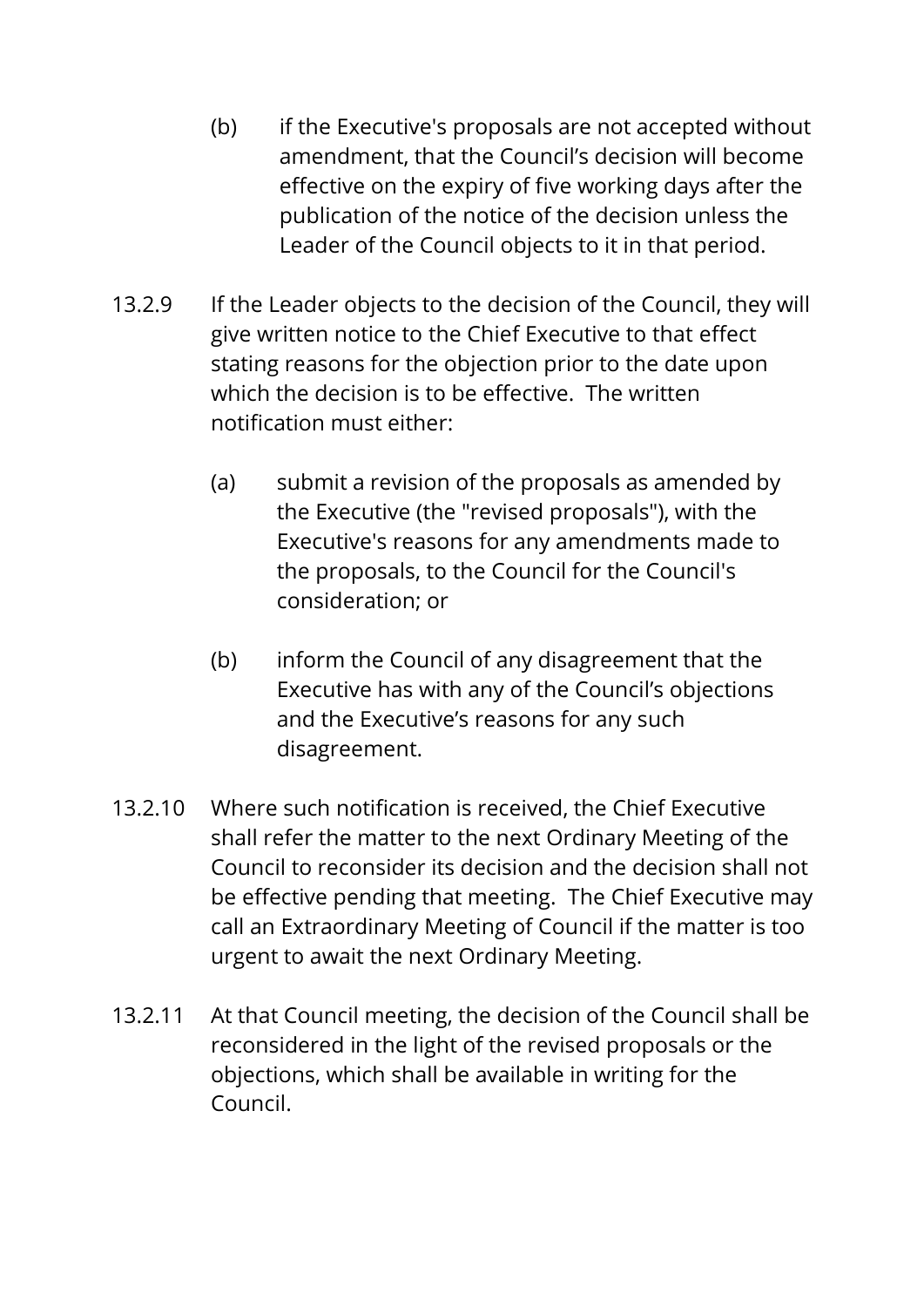(b) if the Executive's proposals are not accepted without amendment, that the Council's decision will become effective on the expiry of five working days after the publication of the notice of the decision unless the Leader of the Council objects to it in that period.

13.2.9 If the Leader objects to the decision of the Council, they will give written notice to the Chief Executive to that effect stating reasons for the objection prior to the date upon which the decision is to be effective. The written notification must either:

(a) submit a revision of the proposals as amended by the Executive (the "revised proposals"), with the Executive's reasons for any amendments made to the proposals, to the Council for the Council's consideration; or

(b) inform the Council of any disagreement that the Executive has with any of the Council's objections and the Executive's reasons for any such disagreement.

13.2.10 Where such notification is received, the Chief Executive shall refer the matter to the next Ordinary Meeting of the Council to reconsider its decision and the decision shall not be effective pending that meeting. The Chief Executive may call an Extraordinary Meeting of Council if the matter is too urgent to await the next Ordinary Meeting.

13.2.11 At that Council meeting, the decision of the Council shall be reconsidered in the light of the revised proposals or the objections, which shall be available in writing for the Council.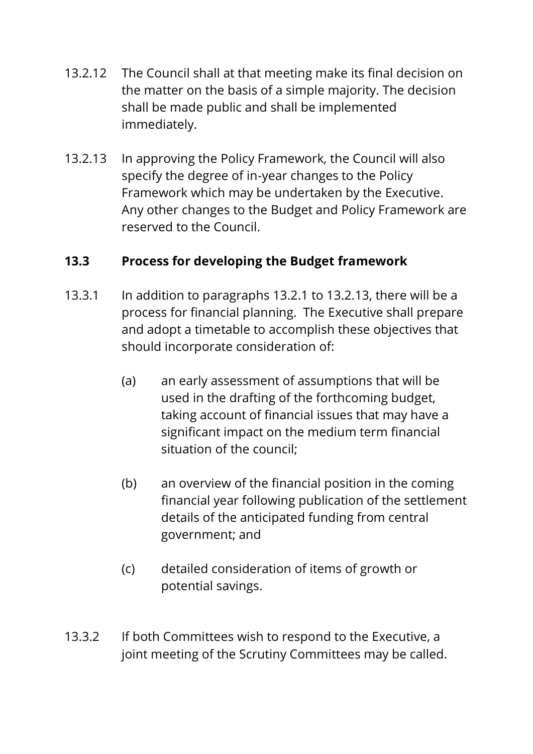13.2.12 The Council shall at that meeting make its final decision on the matter on the basis of a simple majority. The decision shall be made public and shall be implemented immediately.

13.2.13 In approving the Policy Framework, the Council will also specify the degree of in-year changes to the Policy Framework which may be undertaken by the Executive. Any other changes to the Budget and Policy Framework are reserved to the Council.

### 13.3 Process for developing the Budget framework

13.3.1 In addition to paragraphs 13.2.1 to 13.2.13, there will be a process for financial planning. The Executive shall prepare and adopt a timetable to accomplish these objectives that should incorporate consideration of:

- (a) an early assessment of assumptions that will be used in the drafting of the forthcoming budget, taking account of financial issues that may have a significant impact on the medium term financial situation of the council;
- (b) an overview of the financial position in the coming financial year following publication of the settlement details of the anticipated funding from central government; and
- (c) detailed consideration of items of growth or potential savings.

13.3.2 If both Committees wish to respond to the Executive, a joint meeting of the Scrutiny Committees may be called.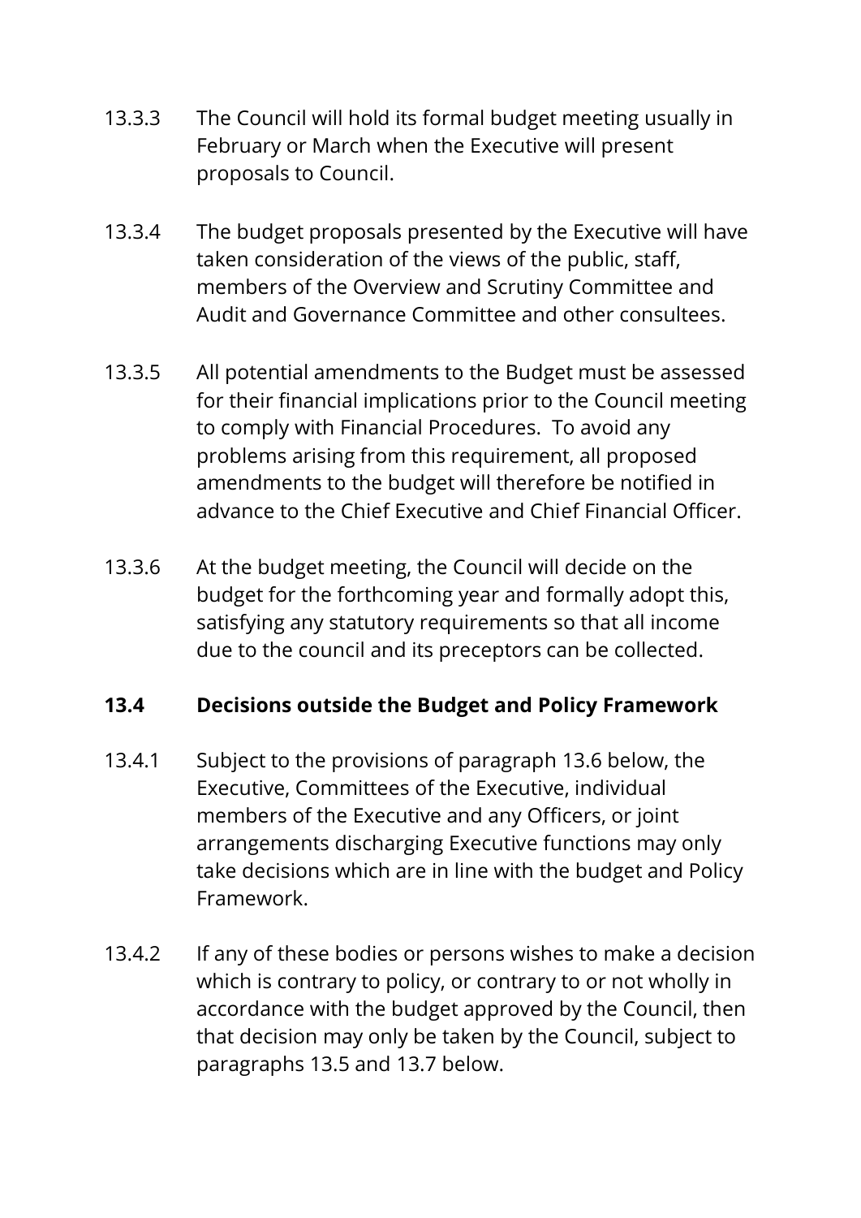13.3.3 The Council will hold its formal budget meeting usually in February or March when the Executive will present proposals to Council.

13.3.4 The budget proposals presented by the Executive will have taken consideration of the views of the public, staff, members of the Overview and Scrutiny Committee and Audit and Governance Committee and other consultees.

13.3.5 All potential amendments to the Budget must be assessed for their financial implications prior to the Council meeting to comply with Financial Procedures. To avoid any problems arising from this requirement, all proposed amendments to the budget will therefore be notified in advance to the Chief Executive and Chief Financial Officer.

13.3.6 At the budget meeting, the Council will decide on the budget for the forthcoming year and formally adopt this, satisfying any statutory requirements so that all income due to the council and its preceptors can be collected.

### 13.4 Decisions outside the Budget and Policy Framework

13.4.1 Subject to the provisions of paragraph 13.6 below, the Executive, Committees of the Executive, individual members of the Executive and any Officers, or joint arrangements discharging Executive functions may only take decisions which are in line with the budget and Policy Framework.

13.4.2 If any of these bodies or persons wishes to make a decision which is contrary to policy, or contrary to or not wholly in accordance with the budget approved by the Council, then that decision may only be taken by the Council, subject to paragraphs 13.5 and 13.7 below.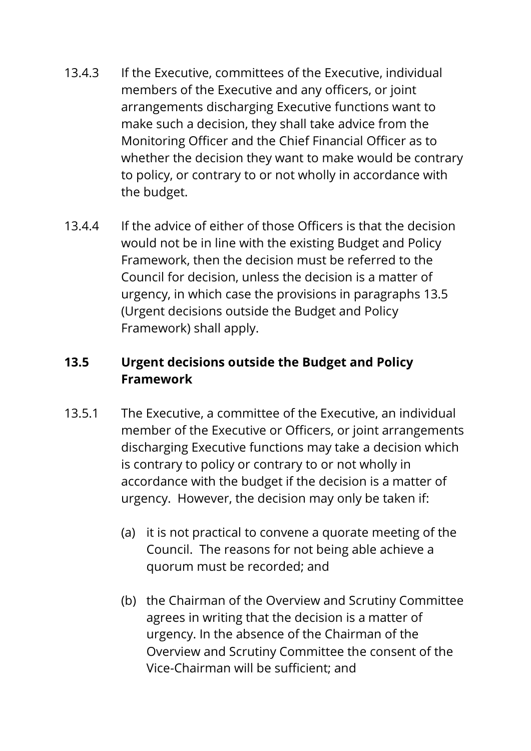13.4.3 If the Executive, committees of the Executive, individual members of the Executive and any officers, or joint arrangements discharging Executive functions want to make such a decision, they shall take advice from the Monitoring Officer and the Chief Financial Officer as to whether the decision they want to make would be contrary to policy, or contrary to or not wholly in accordance with the budget.

13.4.4 If the advice of either of those Officers is that the decision would not be in line with the existing Budget and Policy Framework, then the decision must be referred to the Council for decision, unless the decision is a matter of urgency, in which case the provisions in paragraphs 13.5 (Urgent decisions outside the Budget and Policy Framework) shall apply.

### 13.5 Urgent decisions outside the Budget and Policy Framework

13.5.1 The Executive, a committee of the Executive, an individual member of the Executive or Officers, or joint arrangements discharging Executive functions may take a decision which is contrary to policy or contrary to or not wholly in accordance with the budget if the decision is a matter of urgency. However, the decision may only be taken if:

(a) it is not practical to convene a quorate meeting of the Council. The reasons for not being able achieve a quorum must be recorded; and

(b) the Chairman of the Overview and Scrutiny Committee agrees in writing that the decision is a matter of urgency. In the absence of the Chairman of the Overview and Scrutiny Committee the consent of the Vice-Chairman will be sufficient; and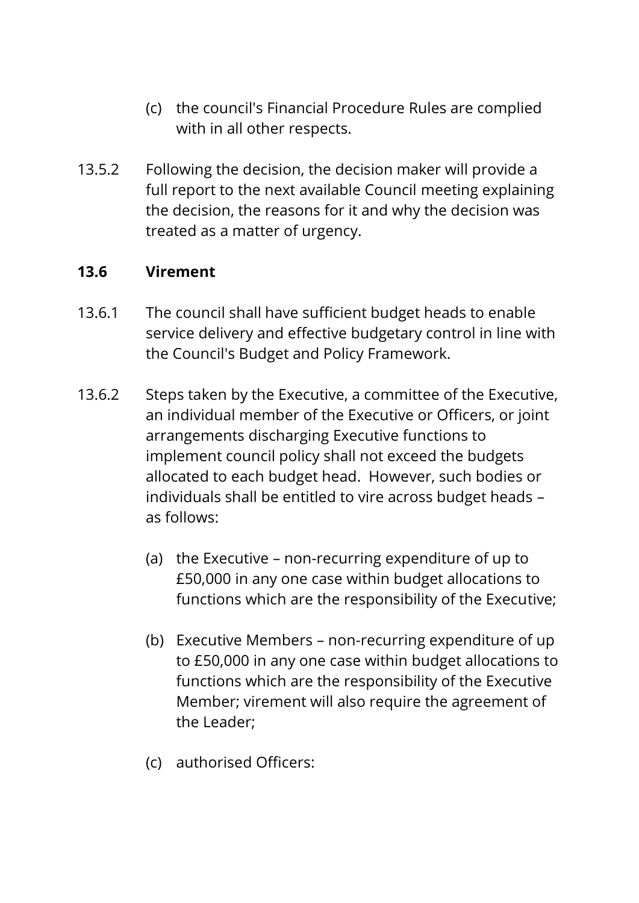(c) the council's Financial Procedure Rules are complied with in all other respects.

13.5.2 Following the decision, the decision maker will provide a full report to the next available Council meeting explaining the decision, the reasons for it and why the decision was treated as a matter of urgency.

### 13.6 Virement

13.6.1 The council shall have sufficient budget heads to enable service delivery and effective budgetary control in line with the Council's Budget and Policy Framework.

13.6.2 Steps taken by the Executive, a committee of the Executive, an individual member of the Executive or Officers, or joint arrangements discharging Executive functions to implement council policy shall not exceed the budgets allocated to each budget head. However, such bodies or individuals shall be entitled to vire across budget heads – as follows:

(a) the Executive – non-recurring expenditure of up to £50,000 in any one case within budget allocations to functions which are the responsibility of the Executive;

(b) Executive Members – non-recurring expenditure of up to £50,000 in any one case within budget allocations to functions which are the responsibility of the Executive Member; virement will also require the agreement of the Leader;

(c) authorised Officers: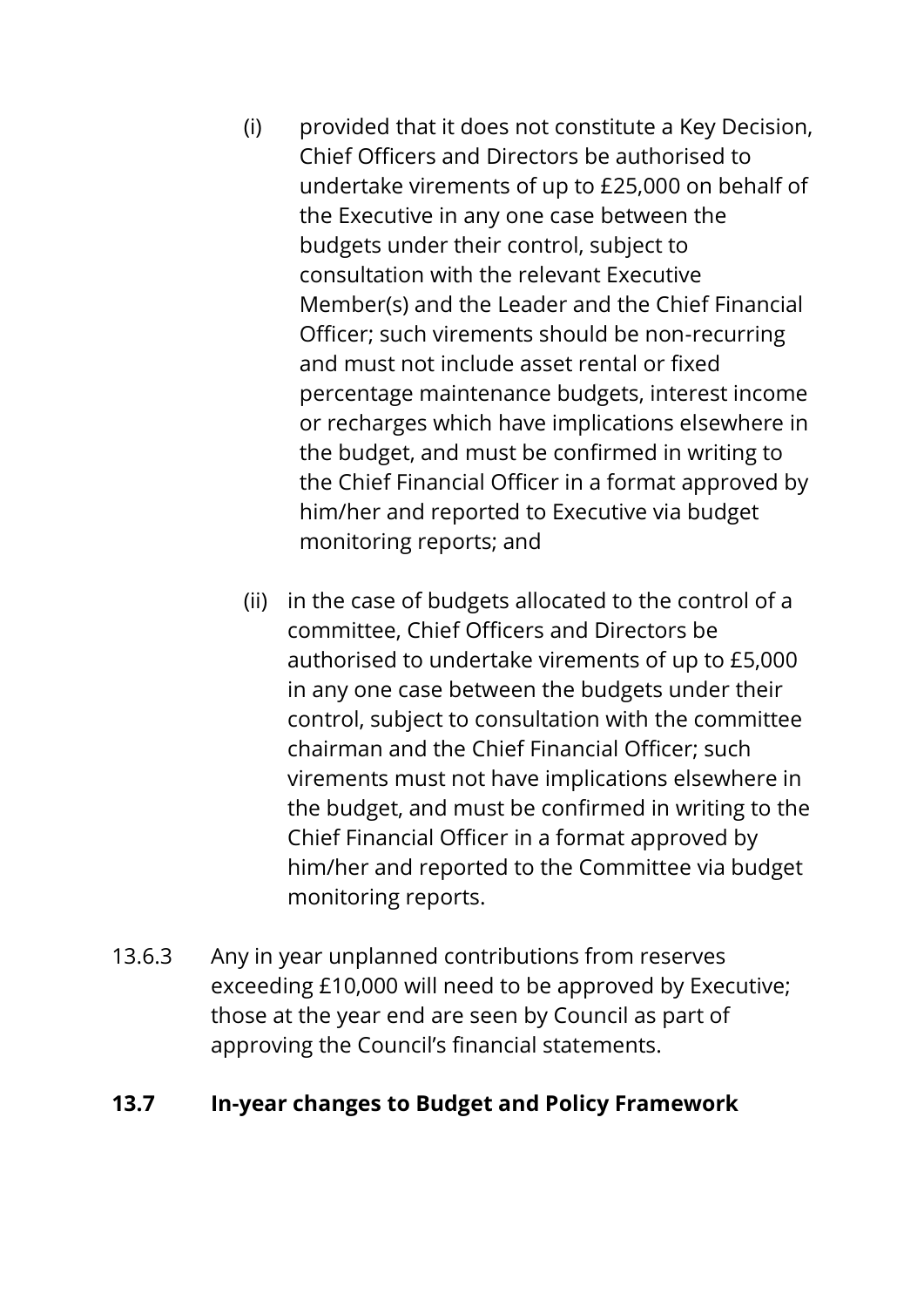(i) provided that it does not constitute a Key Decision, Chief Officers and Directors be authorised to undertake virements of up to £25,000 on behalf of the Executive in any one case between the budgets under their control, subject to consultation with the relevant Executive Member(s) and the Leader and the Chief Financial Officer; such virements should be non-recurring and must not include asset rental or fixed percentage maintenance budgets, interest income or recharges which have implications elsewhere in the budget, and must be confirmed in writing to the Chief Financial Officer in a format approved by him/her and reported to Executive via budget monitoring reports; and

(ii) in the case of budgets allocated to the control of a committee, Chief Officers and Directors be authorised to undertake virements of up to £5,000 in any one case between the budgets under their control, subject to consultation with the committee chairman and the Chief Financial Officer; such virements must not have implications elsewhere in the budget, and must be confirmed in writing to the Chief Financial Officer in a format approved by him/her and reported to the Committee via budget monitoring reports.

13.6.3 Any in year unplanned contributions from reserves exceeding £10,000 will need to be approved by Executive; those at the year end are seen by Council as part of approving the Council's financial statements.

### 13.7 In-year changes to Budget and Policy Framework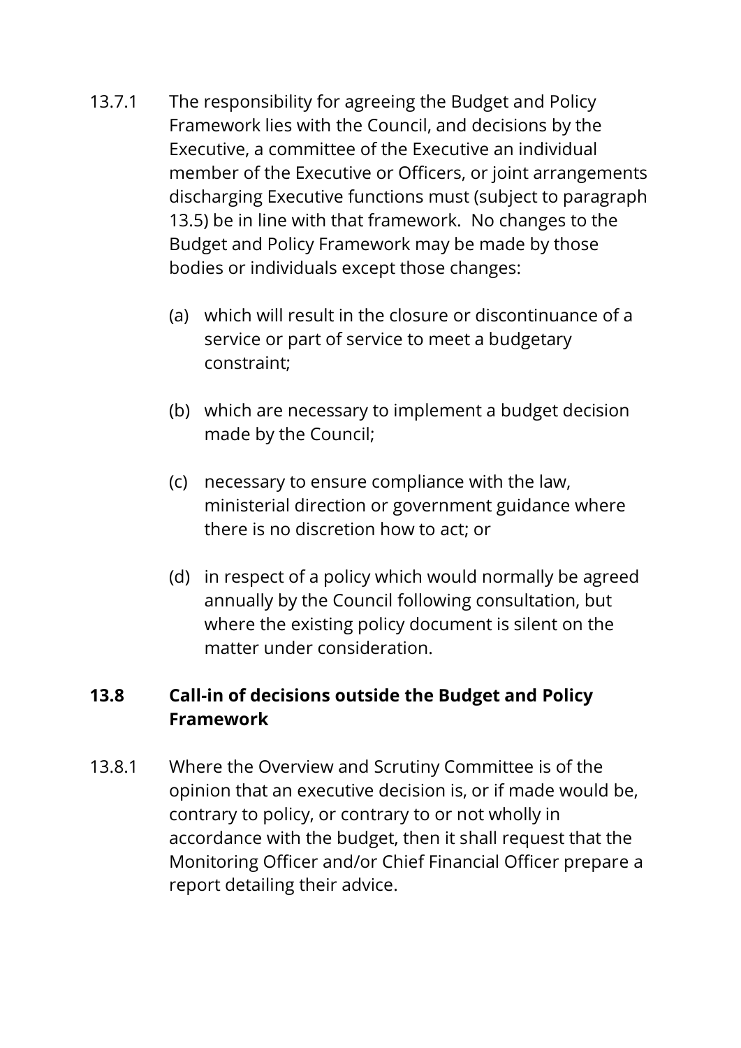13.7.1 The responsibility for agreeing the Budget and Policy Framework lies with the Council, and decisions by the Executive, a committee of the Executive an individual member of the Executive or Officers, or joint arrangements discharging Executive functions must (subject to paragraph 13.5) be in line with that framework. No changes to the Budget and Policy Framework may be made by those bodies or individuals except those changes:

(a) which will result in the closure or discontinuance of a service or part of service to meet a budgetary constraint;

(b) which are necessary to implement a budget decision made by the Council;

(c) necessary to ensure compliance with the law, ministerial direction or government guidance where there is no discretion how to act; or

(d) in respect of a policy which would normally be agreed annually by the Council following consultation, but where the existing policy document is silent on the matter under consideration.

## 13.8 Call-in of decisions outside the Budget and Policy Framework

13.8.1 Where the Overview and Scrutiny Committee is of the opinion that an executive decision is, or if made would be, contrary to policy, or contrary to or not wholly in accordance with the budget, then it shall request that the Monitoring Officer and/or Chief Financial Officer prepare a report detailing their advice.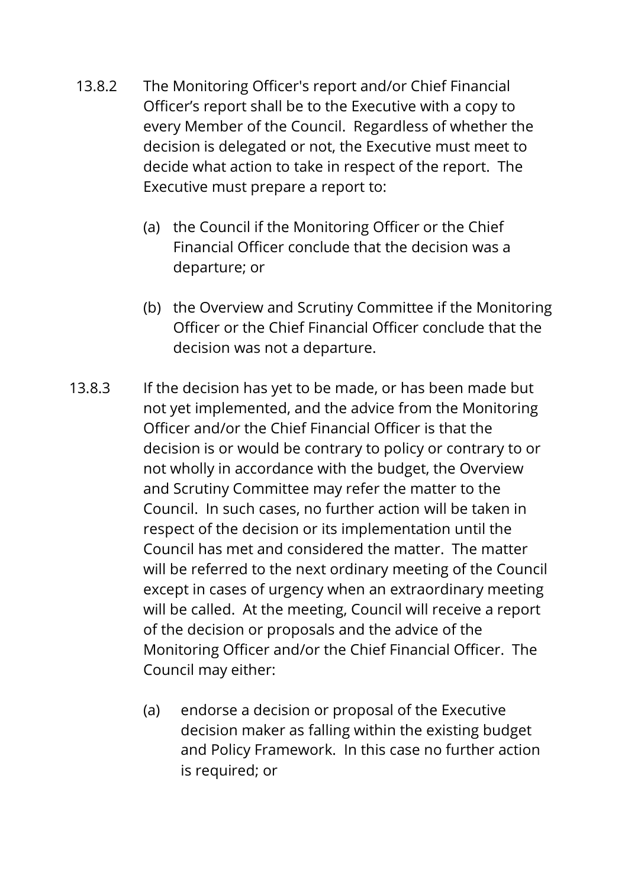13.8.2 The Monitoring Officer's report and/or Chief Financial Officer's report shall be to the Executive with a copy to every Member of the Council. Regardless of whether the decision is delegated or not, the Executive must meet to decide what action to take in respect of the report. The Executive must prepare a report to:

(a) the Council if the Monitoring Officer or the Chief Financial Officer conclude that the decision was a departure; or

(b) the Overview and Scrutiny Committee if the Monitoring Officer or the Chief Financial Officer conclude that the decision was not a departure.

13.8.3 If the decision has yet to be made, or has been made but not yet implemented, and the advice from the Monitoring Officer and/or the Chief Financial Officer is that the decision is or would be contrary to policy or contrary to or not wholly in accordance with the budget, the Overview and Scrutiny Committee may refer the matter to the Council. In such cases, no further action will be taken in respect of the decision or its implementation until the Council has met and considered the matter. The matter will be referred to the next ordinary meeting of the Council except in cases of urgency when an extraordinary meeting will be called. At the meeting, Council will receive a report of the decision or proposals and the advice of the Monitoring Officer and/or the Chief Financial Officer. The Council may either:

(a) endorse a decision or proposal of the Executive decision maker as falling within the existing budget and Policy Framework. In this case no further action is required; or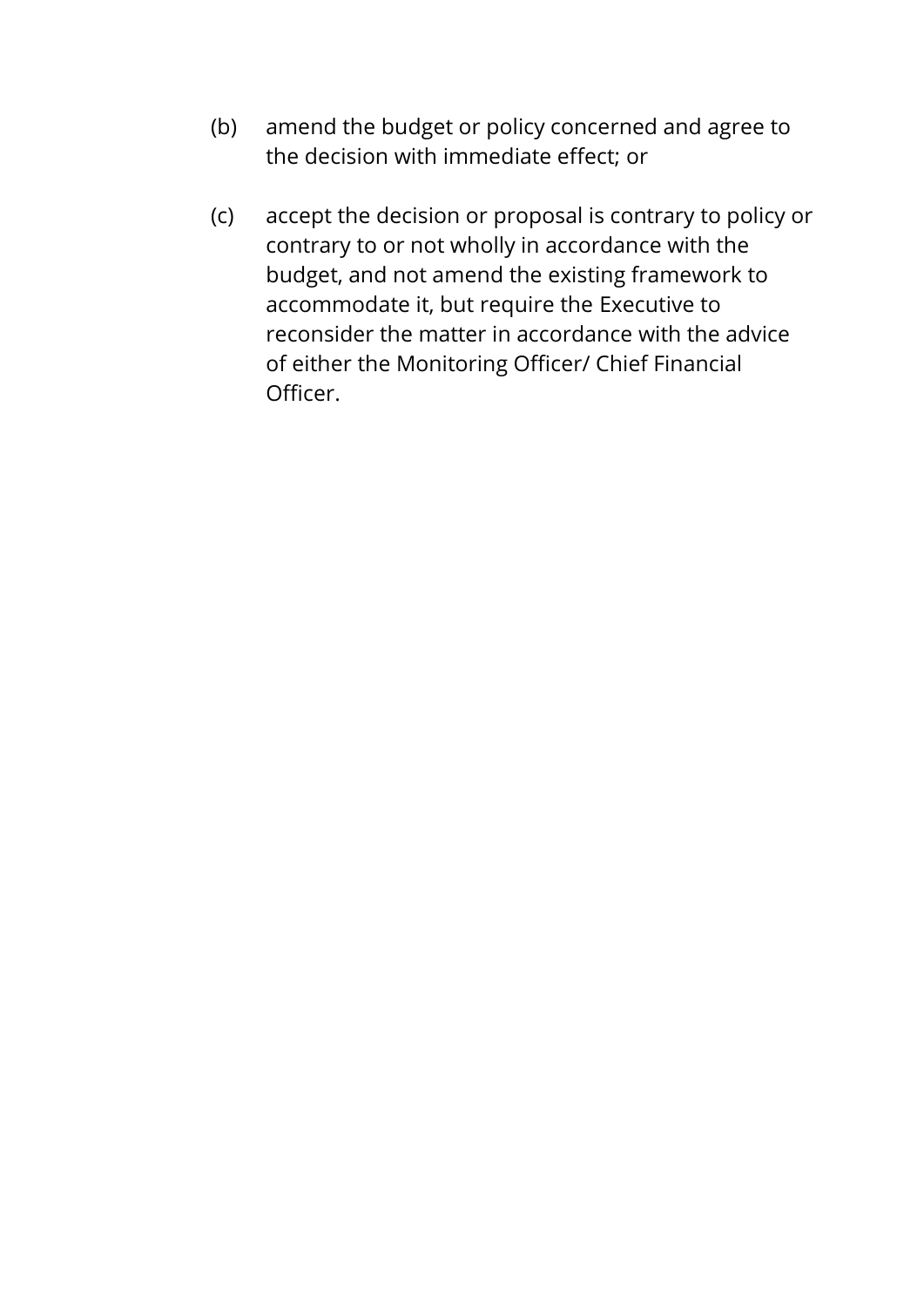(b) amend the budget or policy concerned and agree to the decision with immediate effect; or

(c) accept the decision or proposal is contrary to policy or contrary to or not wholly in accordance with the budget, and not amend the existing framework to accommodate it, but require the Executive to reconsider the matter in accordance with the advice of either the Monitoring Officer/ Chief Financial Officer.